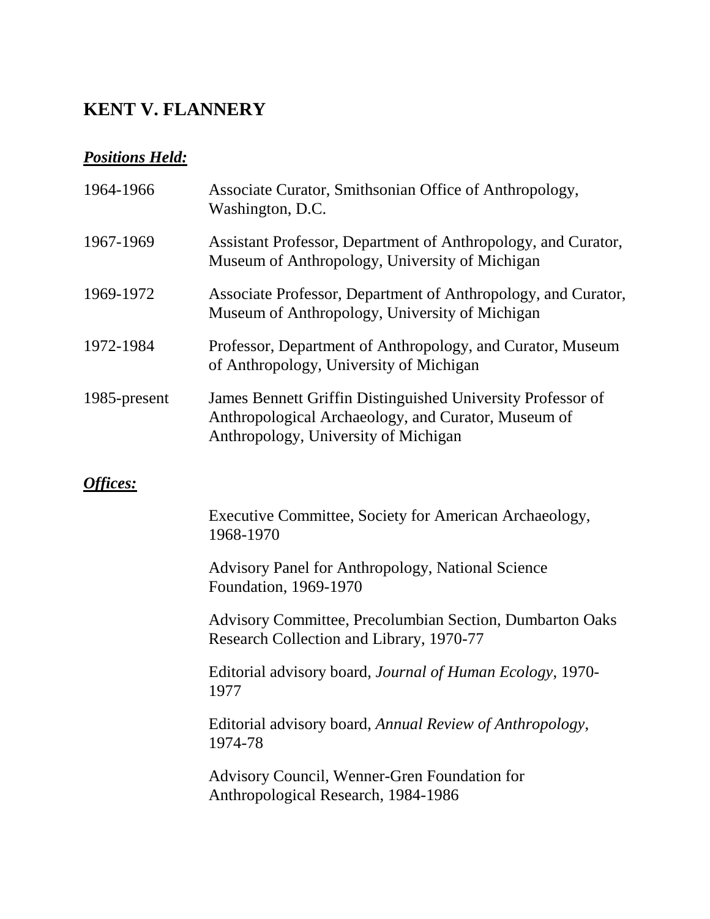# KENT V. FLANNERY

***Positions Held:***

| | |
|---|---|
| 1964-1966 | Associate Curator, Smithsonian Office of Anthropology, Washington, D.C. |
| 1967-1969 | Assistant Professor, Department of Anthropology, and Curator, Museum of Anthropology, University of Michigan |
| 1969-1972 | Associate Professor, Department of Anthropology, and Curator, Museum of Anthropology, University of Michigan |
| 1972-1984 | Professor, Department of Anthropology, and Curator, Museum of Anthropology, University of Michigan |
| 1985-present | James Bennett Griffin Distinguished University Professor of Anthropological Archaeology, and Curator, Museum of Anthropology, University of Michigan |

***Offices:***

Executive Committee, Society for American Archaeology, 1968-1970

Advisory Panel for Anthropology, National Science Foundation, 1969-1970

Advisory Committee, Precolumbian Section, Dumbarton Oaks Research Collection and Library, 1970-77

Editorial advisory board, *Journal of Human Ecology*, 1970-1977

Editorial advisory board, *Annual Review of Anthropology*, 1974-78

Advisory Council, Wenner-Gren Foundation for Anthropological Research, 1984-1986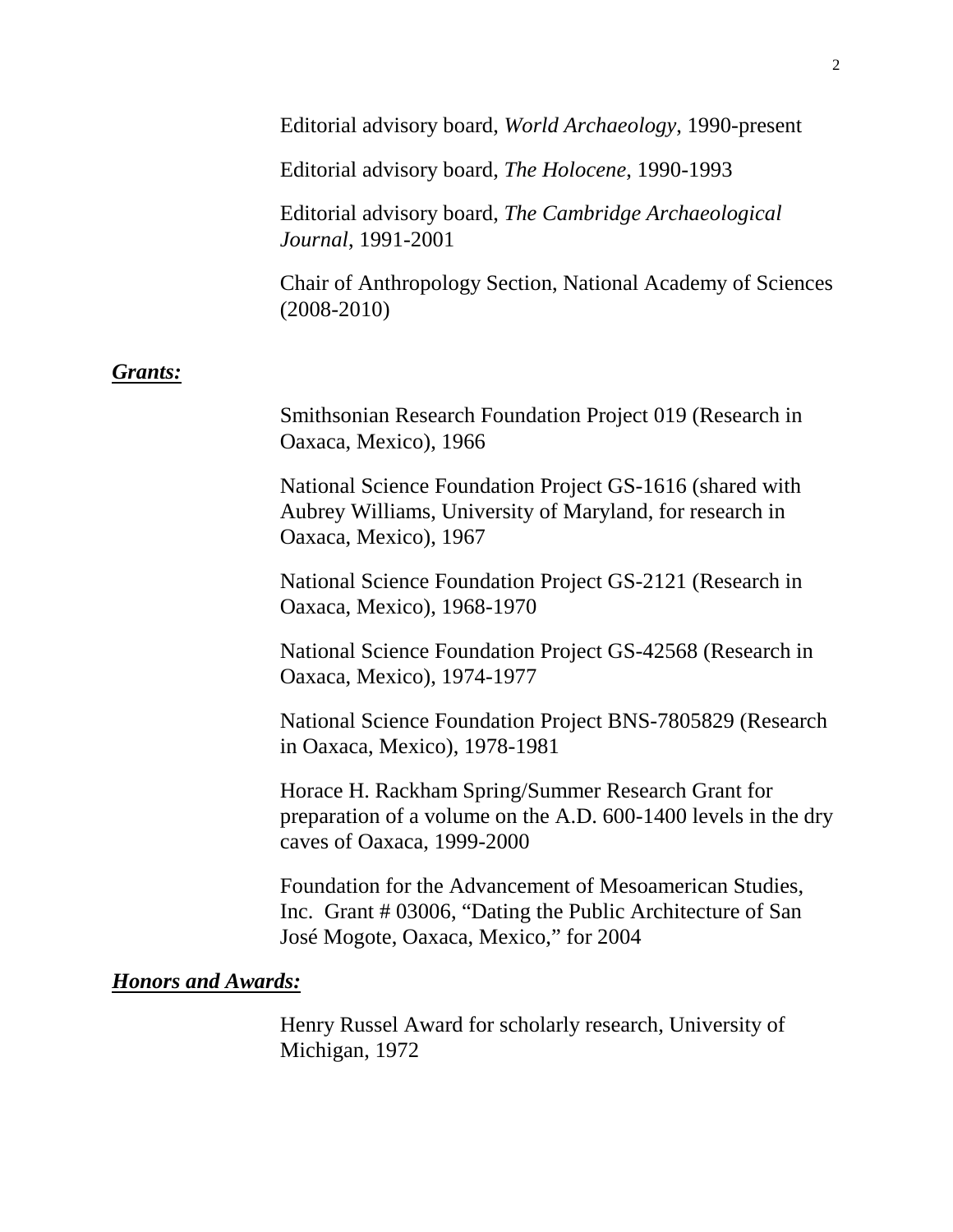Editorial advisory board, *World Archaeology*, 1990-present

Editorial advisory board, *The Holocene*, 1990-1993

Editorial advisory board, *The Cambridge Archaeological Journal*, 1991-2001

Chair of Anthropology Section, National Academy of Sciences (2008-2010)

## ***Grants:***

Smithsonian Research Foundation Project 019 (Research in Oaxaca, Mexico), 1966

National Science Foundation Project GS-1616 (shared with Aubrey Williams, University of Maryland, for research in Oaxaca, Mexico), 1967

National Science Foundation Project GS-2121 (Research in Oaxaca, Mexico), 1968-1970

National Science Foundation Project GS-42568 (Research in Oaxaca, Mexico), 1974-1977

National Science Foundation Project BNS-7805829 (Research in Oaxaca, Mexico), 1978-1981

Horace H. Rackham Spring/Summer Research Grant for preparation of a volume on the A.D. 600-1400 levels in the dry caves of Oaxaca, 1999-2000

Foundation for the Advancement of Mesoamerican Studies, Inc. Grant # 03006, "Dating the Public Architecture of San José Mogote, Oaxaca, Mexico," for 2004

## ***Honors and Awards:***

Henry Russel Award for scholarly research, University of Michigan, 1972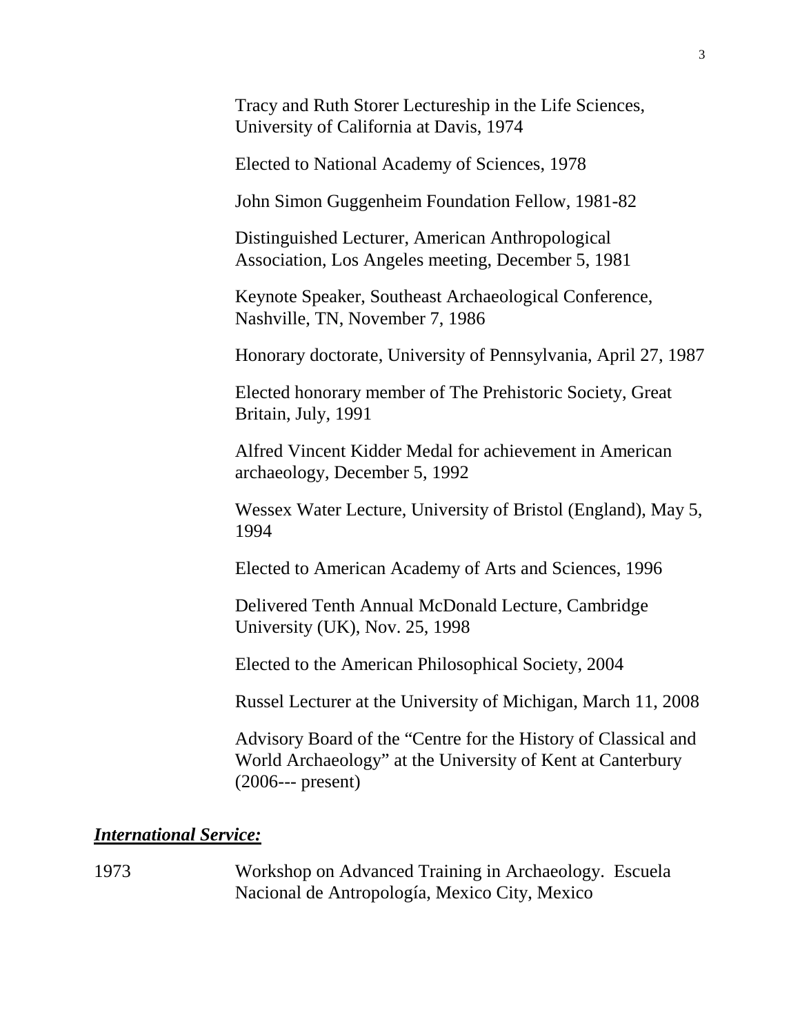Tracy and Ruth Storer Lectureship in the Life Sciences, University of California at Davis, 1974

Elected to National Academy of Sciences, 1978

John Simon Guggenheim Foundation Fellow, 1981-82

Distinguished Lecturer, American Anthropological Association, Los Angeles meeting, December 5, 1981

Keynote Speaker, Southeast Archaeological Conference, Nashville, TN, November 7, 1986

Honorary doctorate, University of Pennsylvania, April 27, 1987

Elected honorary member of The Prehistoric Society, Great Britain, July, 1991

Alfred Vincent Kidder Medal for achievement in American archaeology, December 5, 1992

Wessex Water Lecture, University of Bristol (England), May 5, 1994

Elected to American Academy of Arts and Sciences, 1996

Delivered Tenth Annual McDonald Lecture, Cambridge University (UK), Nov. 25, 1998

Elected to the American Philosophical Society, 2004

Russel Lecturer at the University of Michigan, March 11, 2008

Advisory Board of the "Centre for the History of Classical and World Archaeology" at the University of Kent at Canterbury (2006--- present)

***International Service:***

1973 Workshop on Advanced Training in Archaeology. Escuela Nacional de Antropología, Mexico City, Mexico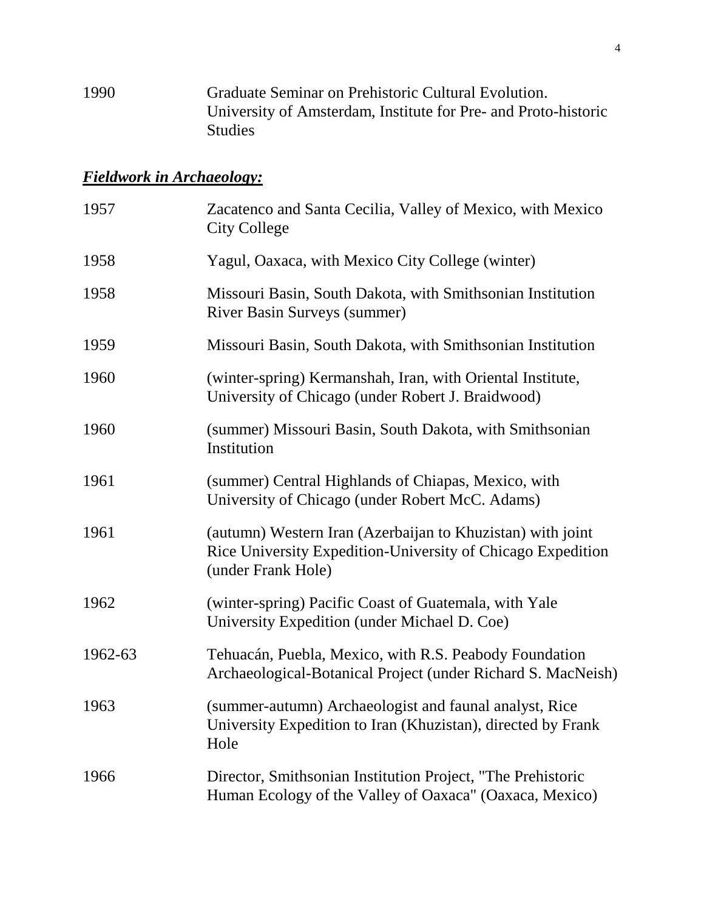| | |
|---|---|
| 1990 | Graduate Seminar on Prehistoric Cultural Evolution. University of Amsterdam, Institute for Pre- and Proto-historic Studies |

## ***Fieldwork in Archaeology:***

| | |
|---|---|
| 1957 | Zacatenco and Santa Cecilia, Valley of Mexico, with Mexico City College |
| 1958 | Yagul, Oaxaca, with Mexico City College (winter) |
| 1958 | Missouri Basin, South Dakota, with Smithsonian Institution River Basin Surveys (summer) |
| 1959 | Missouri Basin, South Dakota, with Smithsonian Institution |
| 1960 | (winter-spring) Kermanshah, Iran, with Oriental Institute, University of Chicago (under Robert J. Braidwood) |
| 1960 | (summer) Missouri Basin, South Dakota, with Smithsonian Institution |
| 1961 | (summer) Central Highlands of Chiapas, Mexico, with University of Chicago (under Robert McC. Adams) |
| 1961 | (autumn) Western Iran (Azerbaijan to Khuzistan) with joint Rice University Expedition-University of Chicago Expedition (under Frank Hole) |
| 1962 | (winter-spring) Pacific Coast of Guatemala, with Yale University Expedition (under Michael D. Coe) |
| 1962-63 | Tehuacán, Puebla, Mexico, with R.S. Peabody Foundation Archaeological-Botanical Project (under Richard S. MacNeish) |
| 1963 | (summer-autumn) Archaeologist and faunal analyst, Rice University Expedition to Iran (Khuzistan), directed by Frank Hole |
| 1966 | Director, Smithsonian Institution Project, "The Prehistoric Human Ecology of the Valley of Oaxaca" (Oaxaca, Mexico) |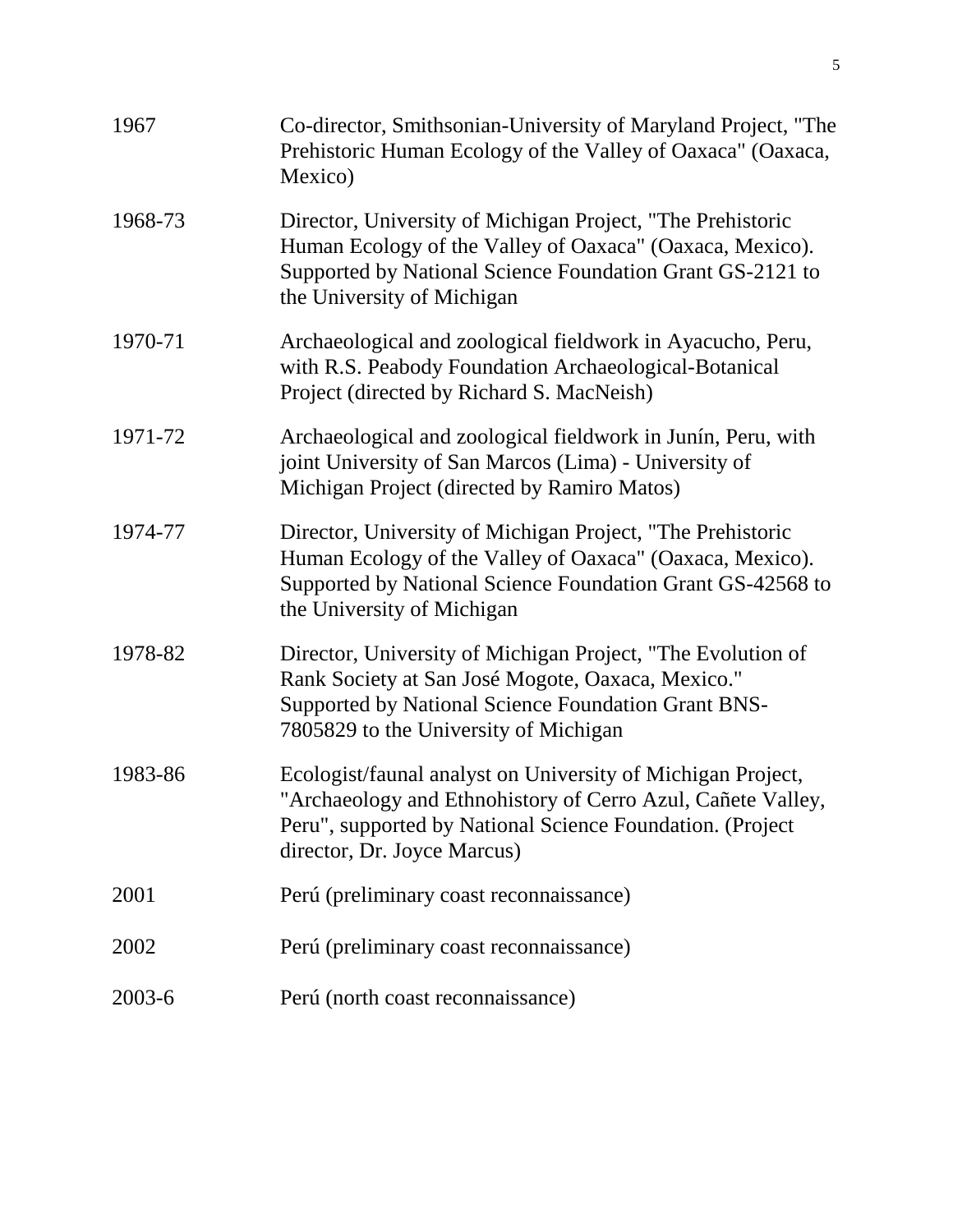| | |
|---|---|
| 1967 | Co-director, Smithsonian-University of Maryland Project, "The Prehistoric Human Ecology of the Valley of Oaxaca" (Oaxaca, Mexico) |
| 1968-73 | Director, University of Michigan Project, "The Prehistoric Human Ecology of the Valley of Oaxaca" (Oaxaca, Mexico). Supported by National Science Foundation Grant GS-2121 to the University of Michigan |
| 1970-71 | Archaeological and zoological fieldwork in Ayacucho, Peru, with R.S. Peabody Foundation Archaeological-Botanical Project (directed by Richard S. MacNeish) |
| 1971-72 | Archaeological and zoological fieldwork in Junín, Peru, with joint University of San Marcos (Lima) - University of Michigan Project (directed by Ramiro Matos) |
| 1974-77 | Director, University of Michigan Project, "The Prehistoric Human Ecology of the Valley of Oaxaca" (Oaxaca, Mexico). Supported by National Science Foundation Grant GS-42568 to the University of Michigan |
| 1978-82 | Director, University of Michigan Project, "The Evolution of Rank Society at San José Mogote, Oaxaca, Mexico." Supported by National Science Foundation Grant BNS-7805829 to the University of Michigan |
| 1983-86 | Ecologist/faunal analyst on University of Michigan Project, "Archaeology and Ethnohistory of Cerro Azul, Cañete Valley, Peru", supported by National Science Foundation. (Project director, Dr. Joyce Marcus) |
| 2001 | Perú (preliminary coast reconnaissance) |
| 2002 | Perú (preliminary coast reconnaissance) |
| 2003-6 | Perú (north coast reconnaissance) |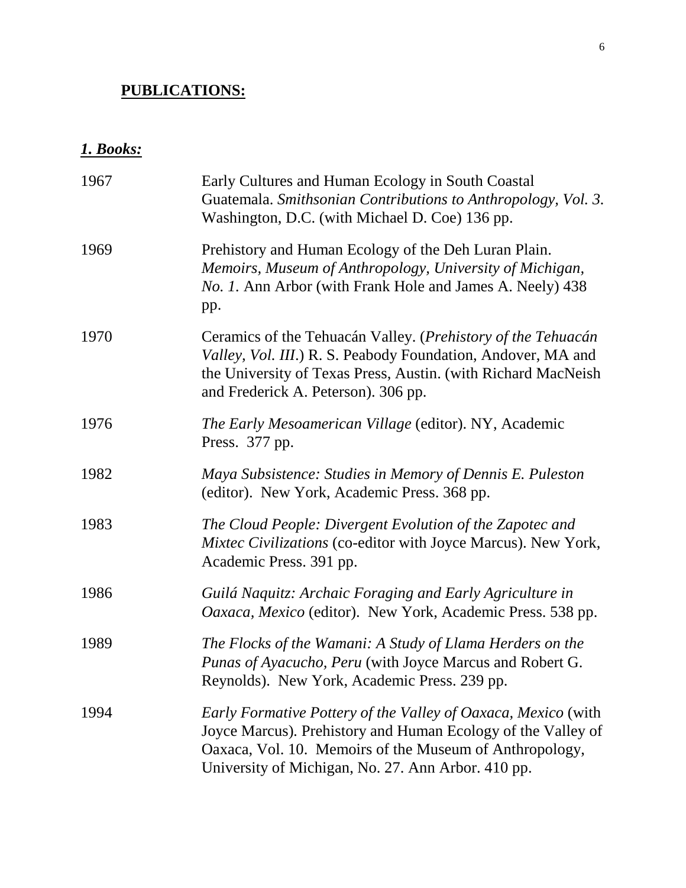## **PUBLICATIONS:**

### ***1. Books:***

1967 Early Cultures and Human Ecology in South Coastal Guatemala. *Smithsonian Contributions to Anthropology, Vol. 3.* Washington, D.C. (with Michael D. Coe) 136 pp.

1969 Prehistory and Human Ecology of the Deh Luran Plain. *Memoirs, Museum of Anthropology, University of Michigan, No. 1.* Ann Arbor (with Frank Hole and James A. Neely) 438 pp.

1970 Ceramics of the Tehuacán Valley. (*Prehistory of the Tehuacán Valley, Vol. III*.) R. S. Peabody Foundation, Andover, MA and the University of Texas Press, Austin. (with Richard MacNeish and Frederick A. Peterson). 306 pp.

1976 *The Early Mesoamerican Village* (editor). NY, Academic Press. 377 pp.

1982 *Maya Subsistence: Studies in Memory of Dennis E. Puleston* (editor). New York, Academic Press. 368 pp.

1983 *The Cloud People: Divergent Evolution of the Zapotec and Mixtec Civilizations* (co-editor with Joyce Marcus). New York, Academic Press. 391 pp.

1986 *Guilá Naquitz: Archaic Foraging and Early Agriculture in Oaxaca, Mexico* (editor). New York, Academic Press. 538 pp.

1989 *The Flocks of the Wamani: A Study of Llama Herders on the Punas of Ayacucho, Peru* (with Joyce Marcus and Robert G. Reynolds). New York, Academic Press. 239 pp.

1994 *Early Formative Pottery of the Valley of Oaxaca, Mexico* (with Joyce Marcus). Prehistory and Human Ecology of the Valley of Oaxaca, Vol. 10. Memoirs of the Museum of Anthropology, University of Michigan, No. 27. Ann Arbor. 410 pp.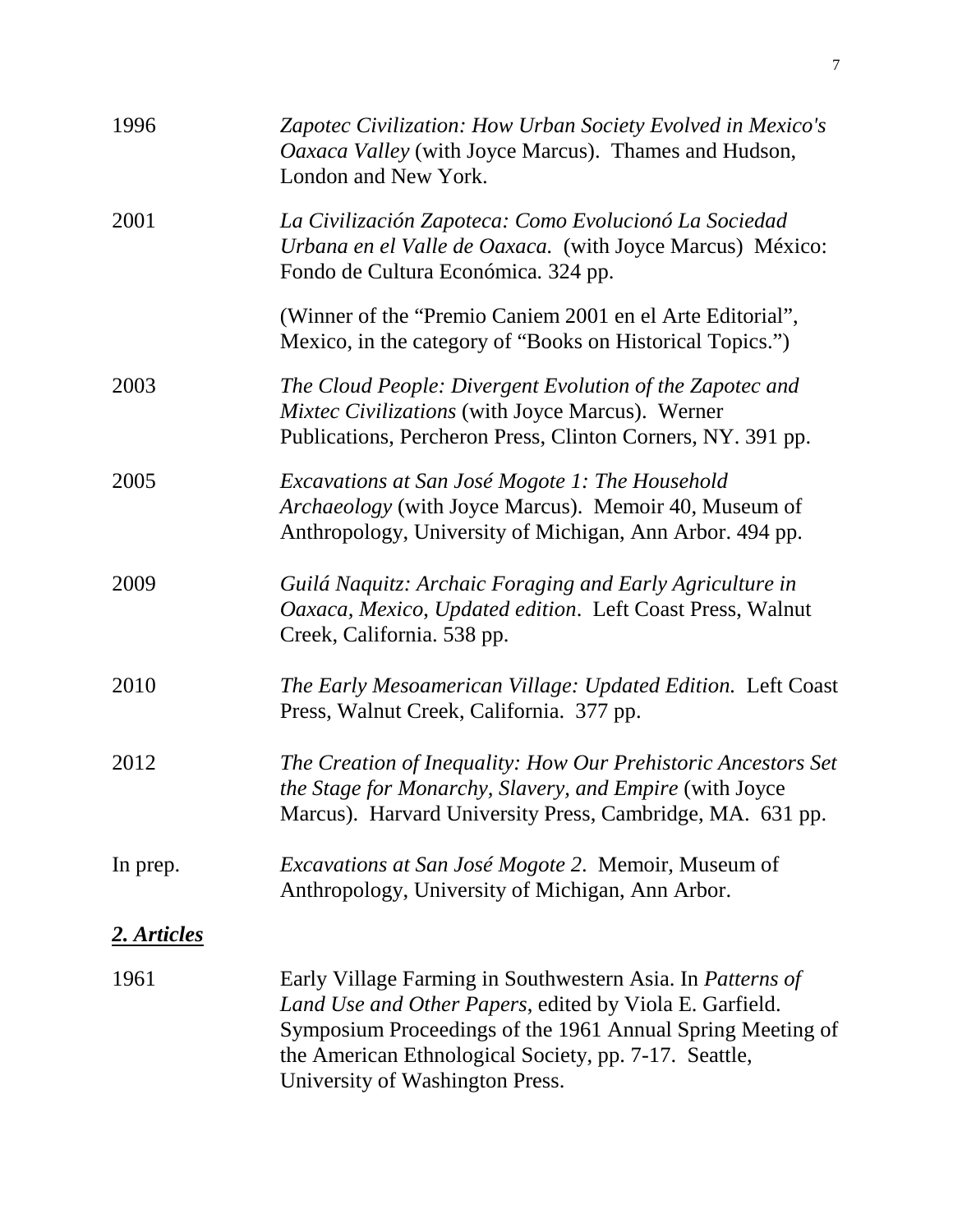1996 *Zapotec Civilization: How Urban Society Evolved in Mexico's Oaxaca Valley* (with Joyce Marcus). Thames and Hudson, London and New York.

2001 *La Civilización Zapoteca: Como Evolucionó La Sociedad Urbana en el Valle de Oaxaca.* (with Joyce Marcus) México: Fondo de Cultura Económica. 324 pp.

(Winner of the "Premio Caniem 2001 en el Arte Editorial", Mexico, in the category of "Books on Historical Topics.")

2003 *The Cloud People: Divergent Evolution of the Zapotec and Mixtec Civilizations* (with Joyce Marcus). Werner Publications, Percheron Press, Clinton Corners, NY. 391 pp.

2005 *Excavations at San José Mogote 1: The Household Archaeology* (with Joyce Marcus). Memoir 40, Museum of Anthropology, University of Michigan, Ann Arbor. 494 pp.

2009 *Guilá Naquitz: Archaic Foraging and Early Agriculture in Oaxaca, Mexico, Updated edition*. Left Coast Press, Walnut Creek, California. 538 pp.

2010 *The Early Mesoamerican Village: Updated Edition.* Left Coast Press, Walnut Creek, California. 377 pp.

2012 *The Creation of Inequality: How Our Prehistoric Ancestors Set the Stage for Monarchy, Slavery, and Empire* (with Joyce Marcus). Harvard University Press, Cambridge, MA. 631 pp.

In prep. *Excavations at San José Mogote 2*. Memoir, Museum of Anthropology, University of Michigan, Ann Arbor.

***2. Articles***

1961 Early Village Farming in Southwestern Asia. In *Patterns of Land Use and Other Papers*, edited by Viola E. Garfield. Symposium Proceedings of the 1961 Annual Spring Meeting of the American Ethnological Society, pp. 7-17. Seattle, University of Washington Press.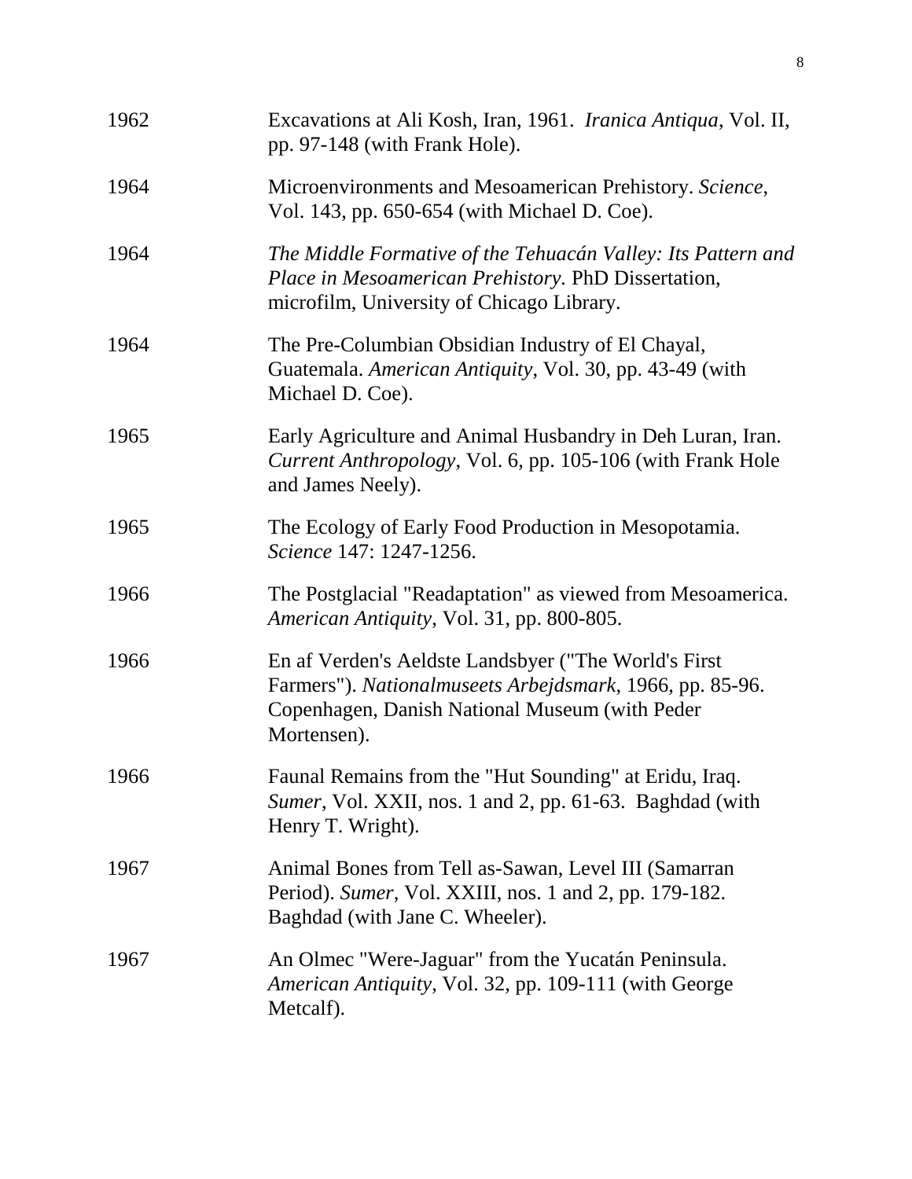1962 Excavations at Ali Kosh, Iran, 1961. *Iranica Antiqua*, Vol. II, pp. 97-148 (with Frank Hole).

1964 Microenvironments and Mesoamerican Prehistory. *Science*, Vol. 143, pp. 650-654 (with Michael D. Coe).

1964 *The Middle Formative of the Tehuacán Valley: Its Pattern and Place in Mesoamerican Prehistory.* PhD Dissertation, microfilm, University of Chicago Library.

1964 The Pre-Columbian Obsidian Industry of El Chayal, Guatemala. *American Antiquity*, Vol. 30, pp. 43-49 (with Michael D. Coe).

1965 Early Agriculture and Animal Husbandry in Deh Luran, Iran. *Current Anthropology*, Vol. 6, pp. 105-106 (with Frank Hole and James Neely).

1965 The Ecology of Early Food Production in Mesopotamia. *Science* 147: 1247-1256.

1966 The Postglacial "Readaptation" as viewed from Mesoamerica. *American Antiquity*, Vol. 31, pp. 800-805.

1966 En af Verden's Aeldste Landsbyer ("The World's First Farmers"). *Nationalmuseets Arbejdsmark*, 1966, pp. 85-96. Copenhagen, Danish National Museum (with Peder Mortensen).

1966 Faunal Remains from the "Hut Sounding" at Eridu, Iraq. *Sumer*, Vol. XXII, nos. 1 and 2, pp. 61-63. Baghdad (with Henry T. Wright).

1967 Animal Bones from Tell as-Sawan, Level III (Samarran Period). *Sumer*, Vol. XXIII, nos. 1 and 2, pp. 179-182. Baghdad (with Jane C. Wheeler).

1967 An Olmec "Were-Jaguar" from the Yucatán Peninsula. *American Antiquity*, Vol. 32, pp. 109-111 (with George Metcalf).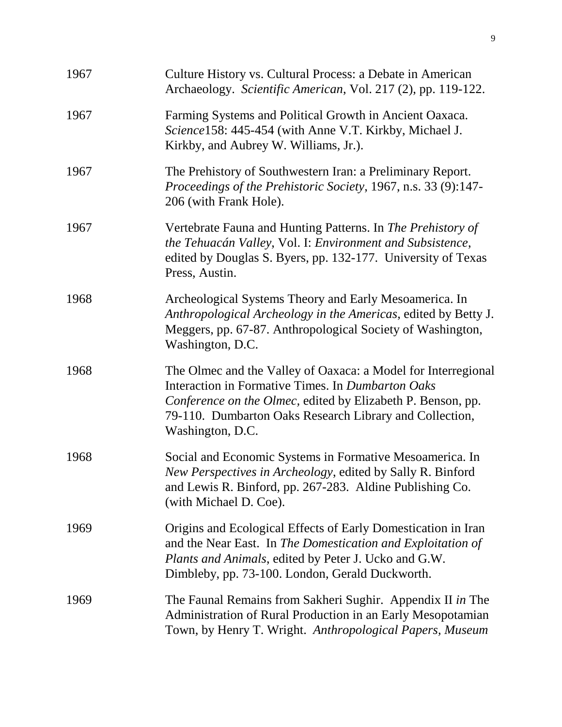1967 Culture History vs. Cultural Process: a Debate in American Archaeology. *Scientific American*, Vol. 217 (2), pp. 119-122.

1967 Farming Systems and Political Growth in Ancient Oaxaca. *Science*158: 445-454 (with Anne V.T. Kirkby, Michael J. Kirkby, and Aubrey W. Williams, Jr.).

1967 The Prehistory of Southwestern Iran: a Preliminary Report. *Proceedings of the Prehistoric Society*, 1967, n.s. 33 (9):147-206 (with Frank Hole).

1967 Vertebrate Fauna and Hunting Patterns. In *The Prehistory of the Tehuacán Valley*, Vol. I: *Environment and Subsistence*, edited by Douglas S. Byers, pp. 132-177. University of Texas Press, Austin.

1968 Archeological Systems Theory and Early Mesoamerica. In *Anthropological Archeology in the Americas*, edited by Betty J. Meggers, pp. 67-87. Anthropological Society of Washington, Washington, D.C.

1968 The Olmec and the Valley of Oaxaca: a Model for Interregional Interaction in Formative Times. In *Dumbarton Oaks Conference on the Olmec*, edited by Elizabeth P. Benson, pp. 79-110. Dumbarton Oaks Research Library and Collection, Washington, D.C.

1968 Social and Economic Systems in Formative Mesoamerica. In *New Perspectives in Archeology*, edited by Sally R. Binford and Lewis R. Binford, pp. 267-283. Aldine Publishing Co. (with Michael D. Coe).

1969 Origins and Ecological Effects of Early Domestication in Iran and the Near East. In *The Domestication and Exploitation of Plants and Animals*, edited by Peter J. Ucko and G.W. Dimbleby, pp. 73-100. London, Gerald Duckworth.

1969 The Faunal Remains from Sakheri Sughir. Appendix II *in* The Administration of Rural Production in an Early Mesopotamian Town, by Henry T. Wright. *Anthropological Papers, Museum*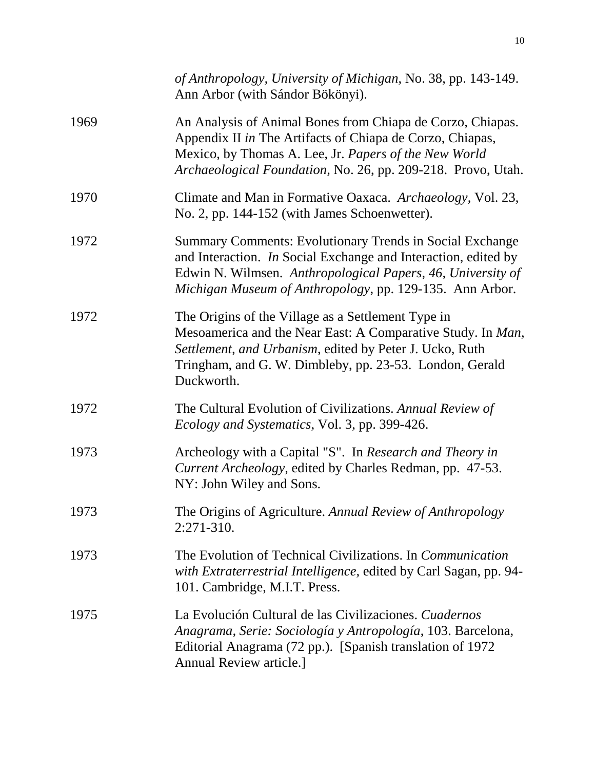*of Anthropology, University of Michigan*, No. 38, pp. 143-149. Ann Arbor (with Sándor Bökönyi).

1969 An Analysis of Animal Bones from Chiapa de Corzo, Chiapas. Appendix II *in* The Artifacts of Chiapa de Corzo, Chiapas, Mexico, by Thomas A. Lee, Jr. *Papers of the New World Archaeological Foundation,* No. 26, pp. 209-218. Provo, Utah.

1970 Climate and Man in Formative Oaxaca. *Archaeology*, Vol. 23, No. 2, pp. 144-152 (with James Schoenwetter).

1972 Summary Comments: Evolutionary Trends in Social Exchange and Interaction. *In* Social Exchange and Interaction, edited by Edwin N. Wilmsen. *Anthropological Papers, 46, University of Michigan Museum of Anthropology*, pp. 129-135. Ann Arbor.

1972 The Origins of the Village as a Settlement Type in Mesoamerica and the Near East: A Comparative Study. In *Man, Settlement, and Urbanism*, edited by Peter J. Ucko, Ruth Tringham, and G. W. Dimbleby, pp. 23-53. London, Gerald Duckworth.

1972 The Cultural Evolution of Civilizations. *Annual Review of Ecology and Systematics*, Vol. 3, pp. 399-426.

1973 Archeology with a Capital "S". In *Research and Theory in Current Archeology,* edited by Charles Redman, pp. 47-53. NY: John Wiley and Sons.

1973 The Origins of Agriculture. *Annual Review of Anthropology* 2:271-310.

1973 The Evolution of Technical Civilizations. In *Communication with Extraterrestrial Intelligence,* edited by Carl Sagan, pp. 94-101. Cambridge, M.I.T. Press.

1975 La Evolución Cultural de las Civilizaciones. *Cuadernos Anagrama, Serie: Sociología y Antropología*, 103. Barcelona, Editorial Anagrama (72 pp.). [Spanish translation of 1972 Annual Review article.]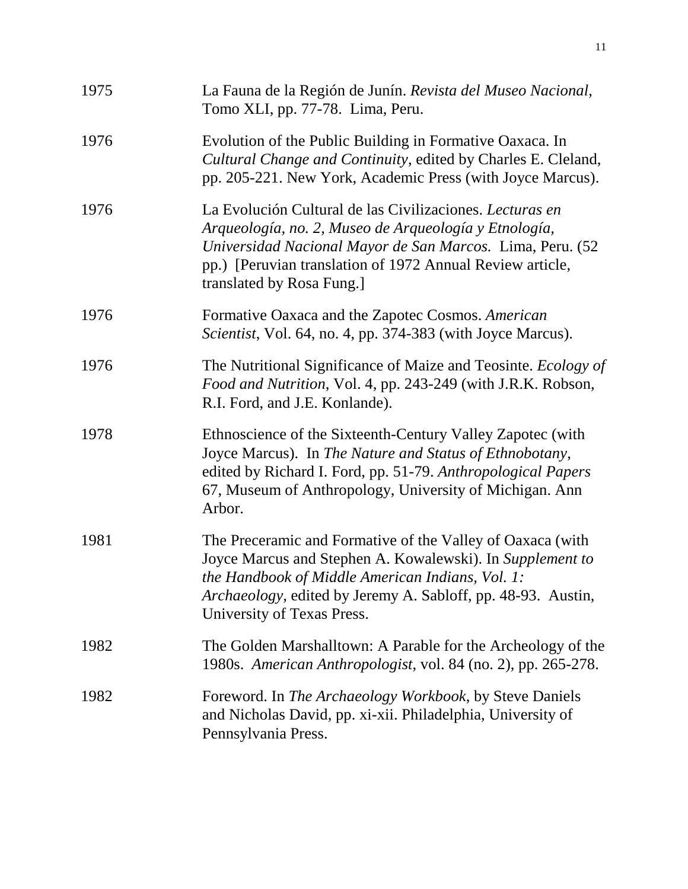1975 La Fauna de la Región de Junín. *Revista del Museo Nacional*, Tomo XLI, pp. 77-78. Lima, Peru.

1976 Evolution of the Public Building in Formative Oaxaca. In *Cultural Change and Continuity*, edited by Charles E. Cleland, pp. 205-221. New York, Academic Press (with Joyce Marcus).

1976 La Evolución Cultural de las Civilizaciones. *Lecturas en Arqueología, no. 2, Museo de Arqueología y Etnología, Universidad Nacional Mayor de San Marcos.* Lima, Peru. (52 pp.) [Peruvian translation of 1972 Annual Review article, translated by Rosa Fung.]

1976 Formative Oaxaca and the Zapotec Cosmos. *American Scientist*, Vol. 64, no. 4, pp. 374-383 (with Joyce Marcus).

1976 The Nutritional Significance of Maize and Teosinte. *Ecology of Food and Nutrition*, Vol. 4, pp. 243-249 (with J.R.K. Robson, R.I. Ford, and J.E. Konlande).

1978 Ethnoscience of the Sixteenth-Century Valley Zapotec (with Joyce Marcus). In *The Nature and Status of Ethnobotany*, edited by Richard I. Ford, pp. 51-79. *Anthropological Papers* 67, Museum of Anthropology, University of Michigan. Ann Arbor.

1981 The Preceramic and Formative of the Valley of Oaxaca (with Joyce Marcus and Stephen A. Kowalewski). In *Supplement to the Handbook of Middle American Indians, Vol. 1: Archaeology*, edited by Jeremy A. Sabloff, pp. 48-93. Austin, University of Texas Press.

1982 The Golden Marshalltown: A Parable for the Archeology of the 1980s. *American Anthropologist*, vol. 84 (no. 2), pp. 265-278.

1982 Foreword. In *The Archaeology Workbook*, by Steve Daniels and Nicholas David, pp. xi-xii. Philadelphia, University of Pennsylvania Press.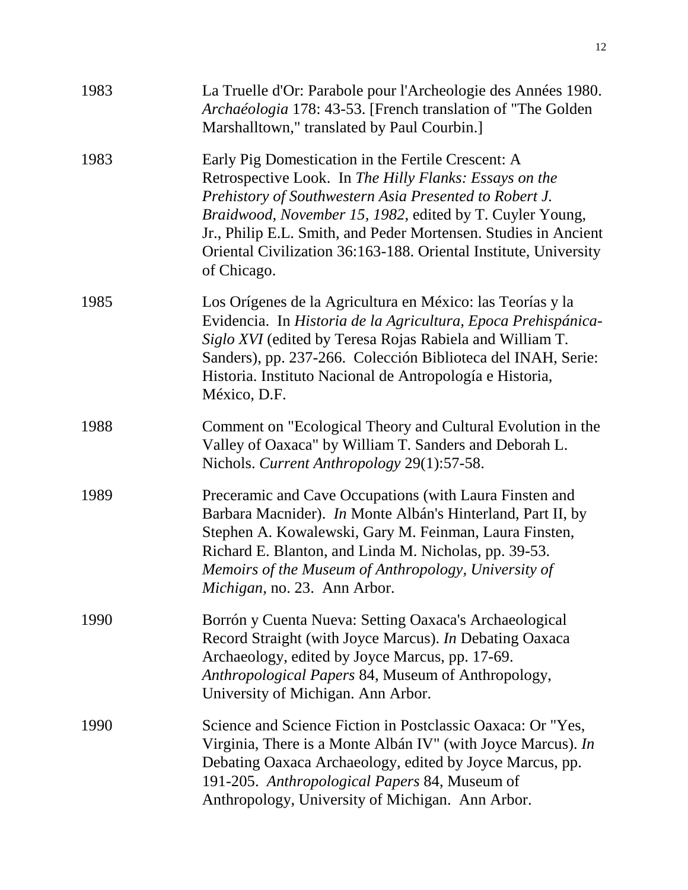1983 La Truelle d'Or: Parabole pour l'Archeologie des Années 1980. *Archaéologia* 178: 43-53. [French translation of "The Golden Marshalltown," translated by Paul Courbin.]

1983 Early Pig Domestication in the Fertile Crescent: A Retrospective Look. In *The Hilly Flanks: Essays on the Prehistory of Southwestern Asia Presented to Robert J. Braidwood, November 15, 1982*, edited by T. Cuyler Young, Jr., Philip E.L. Smith, and Peder Mortensen. Studies in Ancient Oriental Civilization 36:163-188. Oriental Institute, University of Chicago.

1985 Los Orígenes de la Agricultura en México: las Teorías y la Evidencia. In *Historia de la Agricultura, Epoca Prehispánica-Siglo XVI* (edited by Teresa Rojas Rabiela and William T. Sanders), pp. 237-266. Colección Biblioteca del INAH, Serie: Historia. Instituto Nacional de Antropología e Historia, México, D.F.

1988 Comment on "Ecological Theory and Cultural Evolution in the Valley of Oaxaca" by William T. Sanders and Deborah L. Nichols. *Current Anthropology* 29(1):57-58.

1989 Preceramic and Cave Occupations (with Laura Finsten and Barbara Macnider). *In* Monte Albán's Hinterland, Part II, by Stephen A. Kowalewski, Gary M. Feinman, Laura Finsten, Richard E. Blanton, and Linda M. Nicholas, pp. 39-53. *Memoirs of the Museum of Anthropology, University of Michigan,* no. 23. Ann Arbor.

1990 Borrón y Cuenta Nueva: Setting Oaxaca's Archaeological Record Straight (with Joyce Marcus). *In* Debating Oaxaca Archaeology, edited by Joyce Marcus, pp. 17-69. *Anthropological Papers* 84, Museum of Anthropology, University of Michigan. Ann Arbor.

1990 Science and Science Fiction in Postclassic Oaxaca: Or "Yes, Virginia, There is a Monte Albán IV" (with Joyce Marcus). *In* Debating Oaxaca Archaeology, edited by Joyce Marcus, pp. 191-205. *Anthropological Papers* 84, Museum of Anthropology, University of Michigan. Ann Arbor.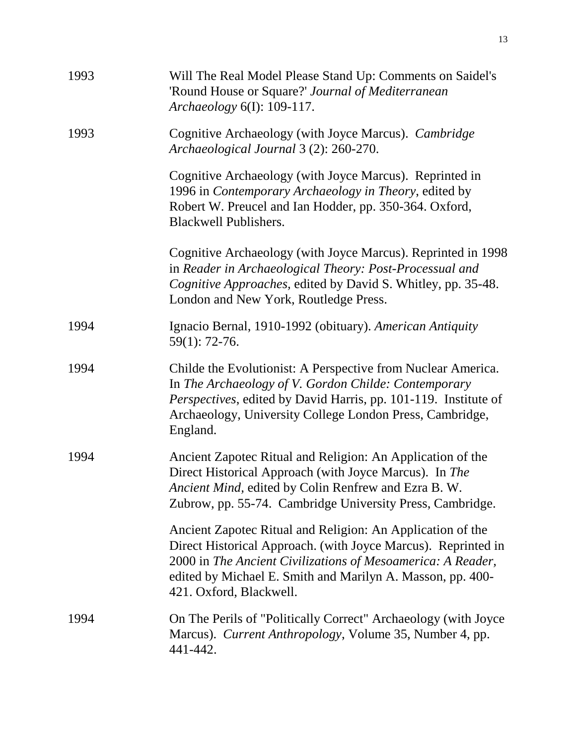1993 Will The Real Model Please Stand Up: Comments on Saidel's 'Round House or Square?' *Journal of Mediterranean Archaeology* 6(I): 109-117.

1993 Cognitive Archaeology (with Joyce Marcus). *Cambridge Archaeological Journal* 3 (2): 260-270.

Cognitive Archaeology (with Joyce Marcus). Reprinted in 1996 in *Contemporary Archaeology in Theory*, edited by Robert W. Preucel and Ian Hodder, pp. 350-364. Oxford, Blackwell Publishers.

Cognitive Archaeology (with Joyce Marcus). Reprinted in 1998 in *Reader in Archaeological Theory: Post-Processual and Cognitive Approaches*, edited by David S. Whitley, pp. 35-48. London and New York, Routledge Press.

1994 Ignacio Bernal, 1910-1992 (obituary). *American Antiquity* 59(1): 72-76.

1994 Childe the Evolutionist: A Perspective from Nuclear America. In *The Archaeology of V. Gordon Childe: Contemporary Perspectives*, edited by David Harris, pp. 101-119. Institute of Archaeology, University College London Press, Cambridge, England.

1994 Ancient Zapotec Ritual and Religion: An Application of the Direct Historical Approach (with Joyce Marcus). In *The Ancient Mind*, edited by Colin Renfrew and Ezra B. W. Zubrow, pp. 55-74. Cambridge University Press, Cambridge.

Ancient Zapotec Ritual and Religion: An Application of the Direct Historical Approach. (with Joyce Marcus). Reprinted in 2000 in *The Ancient Civilizations of Mesoamerica: A Reader*, edited by Michael E. Smith and Marilyn A. Masson, pp. 400-421. Oxford, Blackwell.

1994 On The Perils of "Politically Correct" Archaeology (with Joyce Marcus). *Current Anthropology*, Volume 35, Number 4, pp. 441-442.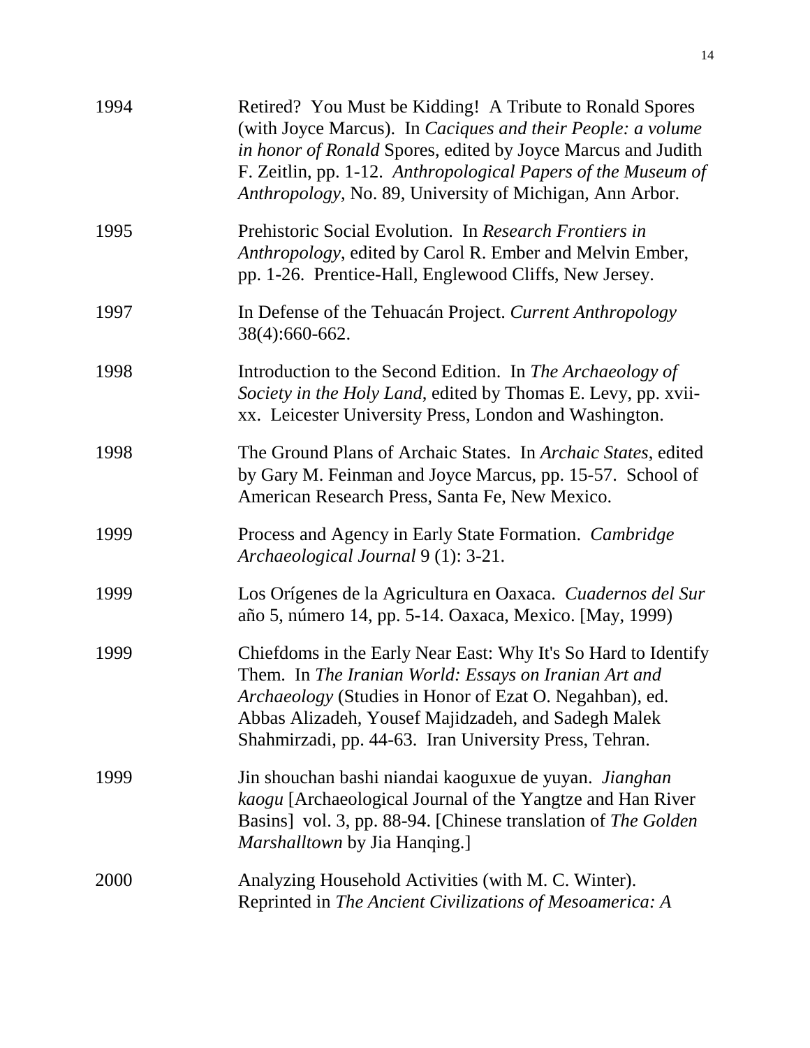1994 Retired? You Must be Kidding! A Tribute to Ronald Spores (with Joyce Marcus). In *Caciques and their People: a volume in honor of Ronald* Spores, edited by Joyce Marcus and Judith F. Zeitlin, pp. 1-12. *Anthropological Papers of the Museum of Anthropology*, No. 89, University of Michigan, Ann Arbor.

1995 Prehistoric Social Evolution. In *Research Frontiers in Anthropology*, edited by Carol R. Ember and Melvin Ember, pp. 1-26. Prentice-Hall, Englewood Cliffs, New Jersey.

1997 In Defense of the Tehuacán Project. *Current Anthropology* 38(4):660-662.

1998 Introduction to the Second Edition. In *The Archaeology of Society in the Holy Land*, edited by Thomas E. Levy, pp. xvii-xx. Leicester University Press, London and Washington.

1998 The Ground Plans of Archaic States. In *Archaic States*, edited by Gary M. Feinman and Joyce Marcus, pp. 15-57. School of American Research Press, Santa Fe, New Mexico.

1999 Process and Agency in Early State Formation. *Cambridge Archaeological Journal* 9 (1): 3-21.

1999 Los Orígenes de la Agricultura en Oaxaca. *Cuadernos del Sur* año 5, número 14, pp. 5-14. Oaxaca, Mexico. [May, 1999)

1999 Chiefdoms in the Early Near East: Why It's So Hard to Identify Them. In *The Iranian World: Essays on Iranian Art and Archaeology* (Studies in Honor of Ezat O. Negahban), ed. Abbas Alizadeh, Yousef Majidzadeh, and Sadegh Malek Shahmirzadi, pp. 44-63. Iran University Press, Tehran.

1999 Jin shouchan bashi niandai kaoguxue de yuyan. *Jianghan kaogu* [Archaeological Journal of the Yangtze and Han River Basins] vol. 3, pp. 88-94. [Chinese translation of *The Golden Marshalltown* by Jia Hanqing.]

2000 Analyzing Household Activities (with M. C. Winter). Reprinted in *The Ancient Civilizations of Mesoamerica: A*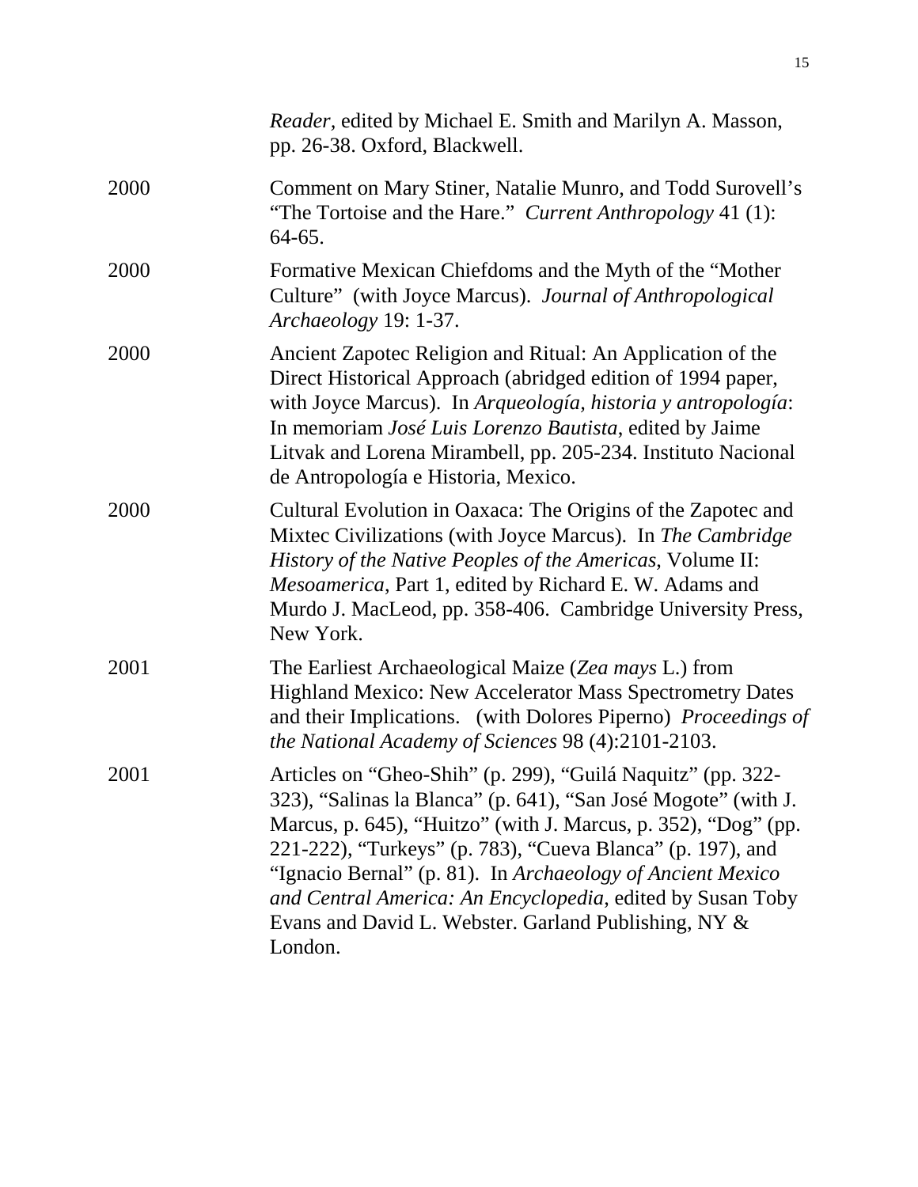*Reader*, edited by Michael E. Smith and Marilyn A. Masson, pp. 26-38. Oxford, Blackwell.

2000 Comment on Mary Stiner, Natalie Munro, and Todd Surovell's "The Tortoise and the Hare." *Current Anthropology* 41 (1): 64-65.

2000 Formative Mexican Chiefdoms and the Myth of the "Mother Culture" (with Joyce Marcus). *Journal of Anthropological Archaeology* 19: 1-37.

2000 Ancient Zapotec Religion and Ritual: An Application of the Direct Historical Approach (abridged edition of 1994 paper, with Joyce Marcus). In *Arqueología, historia y antropología*: In memoriam *José Luis Lorenzo Bautista*, edited by Jaime Litvak and Lorena Mirambell, pp. 205-234. Instituto Nacional de Antropología e Historia, Mexico.

2000 Cultural Evolution in Oaxaca: The Origins of the Zapotec and Mixtec Civilizations (with Joyce Marcus). In *The Cambridge History of the Native Peoples of the Americas*, Volume II: *Mesoamerica*, Part 1, edited by Richard E. W. Adams and Murdo J. MacLeod, pp. 358-406. Cambridge University Press, New York.

2001 The Earliest Archaeological Maize (*Zea mays* L.) from Highland Mexico: New Accelerator Mass Spectrometry Dates and their Implications. (with Dolores Piperno) *Proceedings of the National Academy of Sciences* 98 (4):2101-2103.

2001 Articles on "Gheo-Shih" (p. 299), "Guilá Naquitz" (pp. 322-323), "Salinas la Blanca" (p. 641), "San José Mogote" (with J. Marcus, p. 645), "Huitzo" (with J. Marcus, p. 352), "Dog" (pp. 221-222), "Turkeys" (p. 783), "Cueva Blanca" (p. 197), and "Ignacio Bernal" (p. 81). In *Archaeology of Ancient Mexico and Central America: An Encyclopedia*, edited by Susan Toby Evans and David L. Webster. Garland Publishing, NY & London.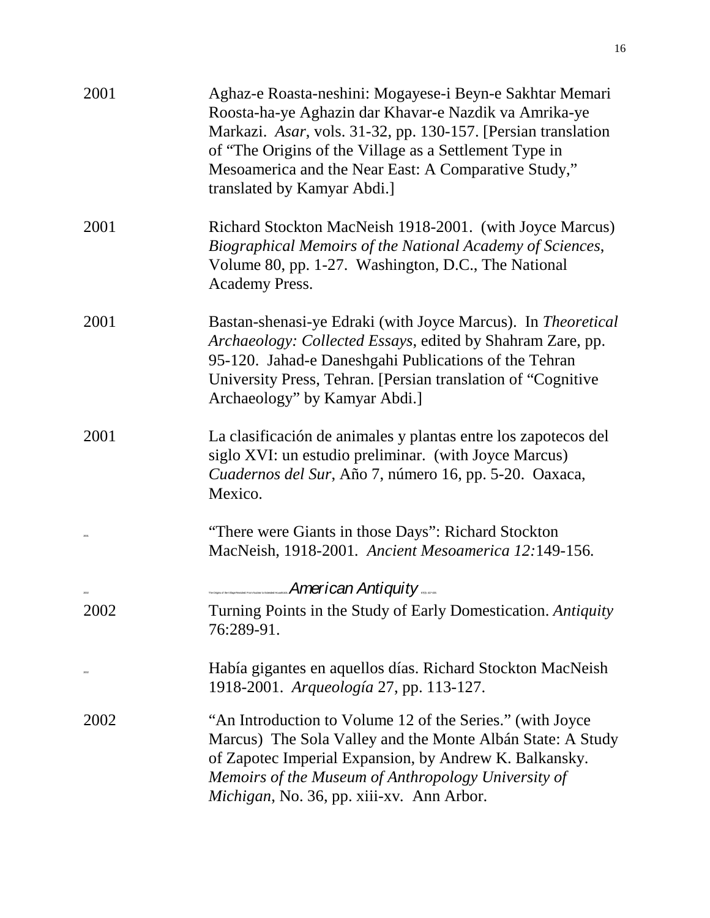2001 Aghaz-e Roasta-neshini: Mogayese-i Beyn-e Sakhtar Memari Roosta-ha-ye Aghazin dar Khavar-e Nazdik va Amrika-ye Markazi. *Asar*, vols. 31-32, pp. 130-157. [Persian translation of “The Origins of the Village as a Settlement Type in Mesoamerica and the Near East: A Comparative Study,” translated by Kamyar Abdi.]

2001 Richard Stockton MacNeish 1918-2001. (with Joyce Marcus) *Biographical Memoirs of the National Academy of Sciences*, Volume 80, pp. 1-27. Washington, D.C., The National Academy Press.

2001 Bastan-shenasi-ye Edraki (with Joyce Marcus). In *Theoretical Archaeology: Collected Essays*, edited by Shahram Zare, pp. 95-120. Jahad-e Daneshgahi Publications of the Tehran University Press, Tehran. [Persian translation of “Cognitive Archaeology” by Kamyar Abdi.]

2001 La clasificación de animales y plantas entre los zapotecos del siglo XVI: un estudio preliminar. (with Joyce Marcus) *Cuadernos del Sur*, Año 7, número 16, pp. 5-20. Oaxaca, Mexico.

2001 “There were Giants in those Days”: Richard Stockton MacNeish, 1918-2001. *Ancient Mesoamerica 12:*149-156.

2002 The Origins of the Village Revisited: From Nuclear to Extended Households. *American Antiquity* 67(3): 417-433.

2002 Turning Points in the Study of Early Domestication. *Antiquity* 76:289-91.

2002 Había gigantes en aquellos días. Richard Stockton MacNeish 1918-2001. *Arqueología* 27, pp. 113-127.

2002 “An Introduction to Volume 12 of the Series.” (with Joyce Marcus) The Sola Valley and the Monte Albán State: A Study of Zapotec Imperial Expansion, by Andrew K. Balkansky. *Memoirs of the Museum of Anthropology University of Michigan,* No. 36, pp. xiii-xv. Ann Arbor.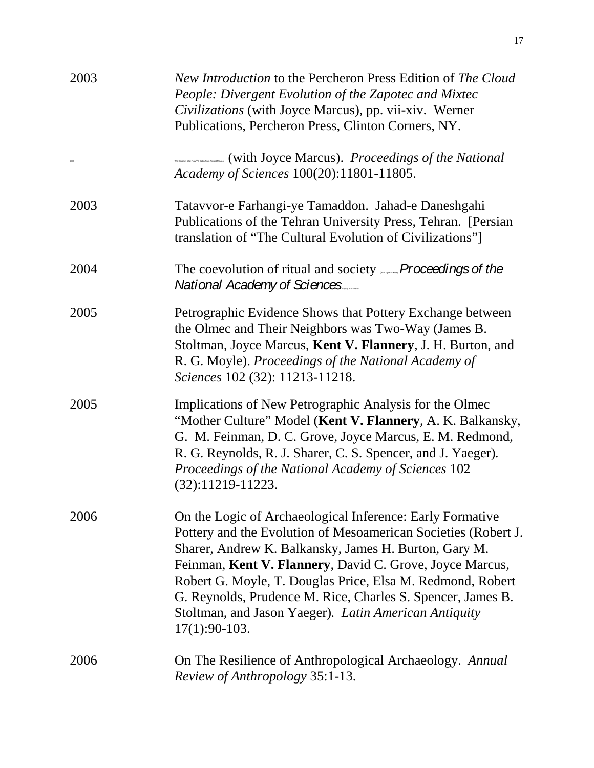2003 *New Introduction* to the Percheron Press Edition of *The Cloud People: Divergent Evolution of the Zapotec and Mixtec Civilizations* (with Joyce Marcus), pp. vii-xiv. Werner Publications, Percheron Press, Clinton Corners, NY.

2003 The Origin of War: New $^{14}$C Dates from Ancient Mexico (with Joyce Marcus). *Proceedings of the National Academy of Sciences* 100(20):11801-11805.

2003 Tatavvor-e Farhangi-ye Tamaddon. Jahad-e Daneshgahi Publications of the Tehran University Press, Tehran. [Persian translation of "The Cultural Evolution of Civilizations"]

2004 The coevolution of ritual and society (with Joyce Marcus). *Proceedings of the National Academy of Sciences* 101(52):18257-18261.

2005 Petrographic Evidence Shows that Pottery Exchange between the Olmec and Their Neighbors was Two-Way (James B. Stoltman, Joyce Marcus, **Kent V. Flannery**, J. H. Burton, and R. G. Moyle). *Proceedings of the National Academy of Sciences* 102 (32): 11213-11218.

2005 Implications of New Petrographic Analysis for the Olmec "Mother Culture" Model (**Kent V. Flannery**, A. K. Balkansky, G. M. Feinman, D. C. Grove, Joyce Marcus, E. M. Redmond, R. G. Reynolds, R. J. Sharer, C. S. Spencer, and J. Yaeger). *Proceedings of the National Academy of Sciences* 102 (32):11219-11223.

2006 On the Logic of Archaeological Inference: Early Formative Pottery and the Evolution of Mesoamerican Societies (Robert J. Sharer, Andrew K. Balkansky, James H. Burton, Gary M. Feinman, **Kent V. Flannery**, David C. Grove, Joyce Marcus, Robert G. Moyle, T. Douglas Price, Elsa M. Redmond, Robert G. Reynolds, Prudence M. Rice, Charles S. Spencer, James B. Stoltman, and Jason Yaeger). *Latin American Antiquity* 17(1):90-103.

2006 On The Resilience of Anthropological Archaeology. *Annual Review of Anthropology* 35:1-13.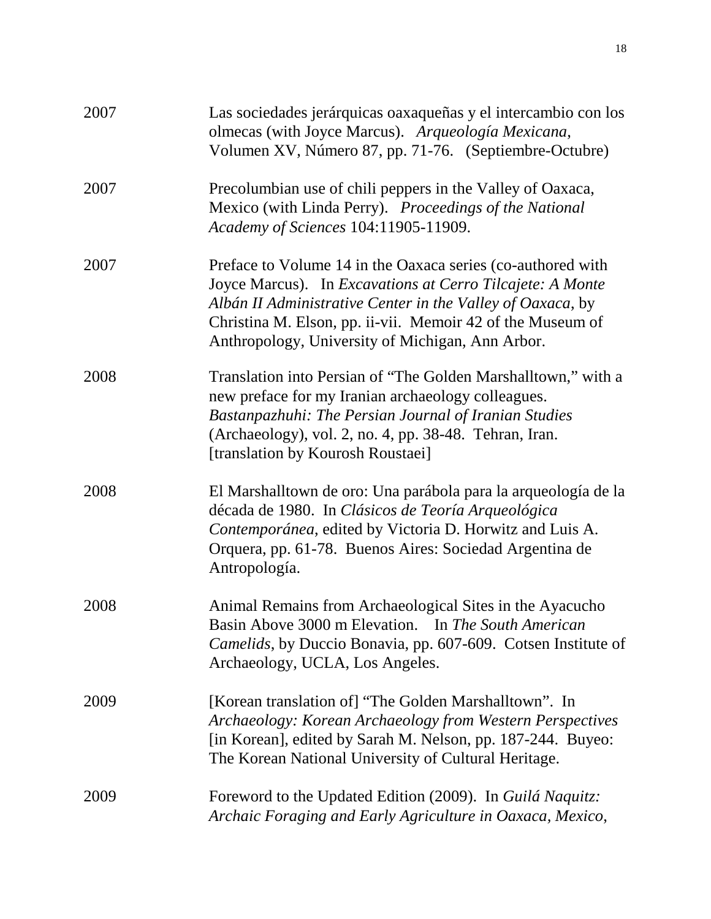2007 Las sociedades jerárquicas oaxaqueñas y el intercambio con los olmecas (with Joyce Marcus). *Arqueología Mexicana*, Volumen XV, Número 87, pp. 71-76. (Septiembre-Octubre)

2007 Precolumbian use of chili peppers in the Valley of Oaxaca, Mexico (with Linda Perry). *Proceedings of the National Academy of Sciences* 104:11905-11909.

2007 Preface to Volume 14 in the Oaxaca series (co-authored with Joyce Marcus). In *Excavations at Cerro Tilcajete: A Monte Albán II Administrative Center in the Valley of Oaxaca*, by Christina M. Elson, pp. ii-vii. Memoir 42 of the Museum of Anthropology, University of Michigan, Ann Arbor.

2008 Translation into Persian of "The Golden Marshalltown," with a new preface for my Iranian archaeology colleagues. *Bastanpazhuhi: The Persian Journal of Iranian Studies* (Archaeology), vol. 2, no. 4, pp. 38-48. Tehran, Iran. [translation by Kourosh Roustaei]

2008 El Marshalltown de oro: Una parábola para la arqueología de la década de 1980. In *Clásicos de Teoría Arqueológica Contemporánea*, edited by Victoria D. Horwitz and Luis A. Orquera, pp. 61-78. Buenos Aires: Sociedad Argentina de Antropología.

2008 Animal Remains from Archaeological Sites in the Ayacucho Basin Above 3000 m Elevation. In *The South American Camelids*, by Duccio Bonavia, pp. 607-609. Cotsen Institute of Archaeology, UCLA, Los Angeles.

2009 [Korean translation of] "The Golden Marshalltown". In *Archaeology: Korean Archaeology from Western Perspectives* [in Korean], edited by Sarah M. Nelson, pp. 187-244. Buyeo: The Korean National University of Cultural Heritage.

2009 Foreword to the Updated Edition (2009). In *Guilá Naquitz: Archaic Foraging and Early Agriculture in Oaxaca, Mexico*,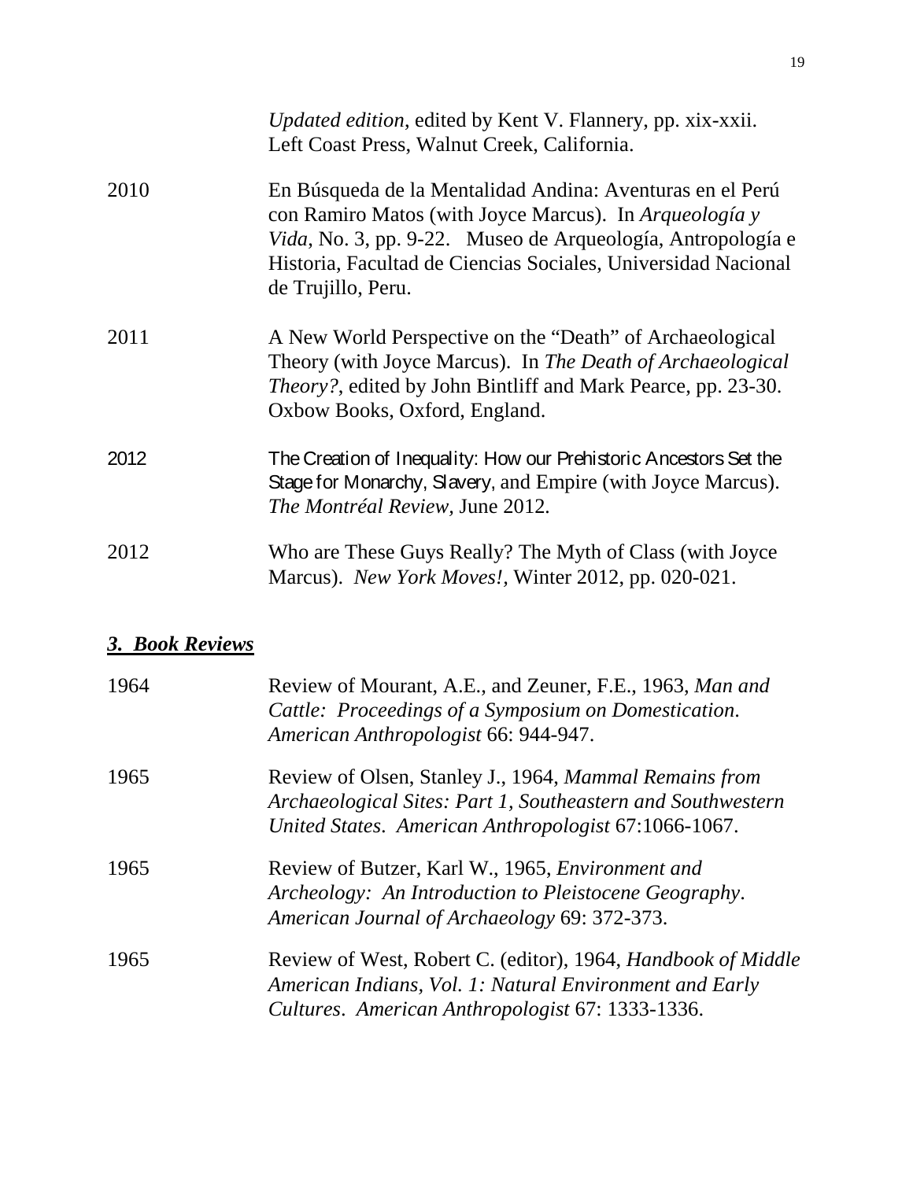*Updated edition*, edited by Kent V. Flannery, pp. xix-xxii. Left Coast Press, Walnut Creek, California.

2010 En Búsqueda de la Mentalidad Andina: Aventuras en el Perú con Ramiro Matos (with Joyce Marcus). In *Arqueología y Vida*, No. 3, pp. 9-22. Museo de Arqueología, Antropología e Historia, Facultad de Ciencias Sociales, Universidad Nacional de Trujillo, Peru.

2011 A New World Perspective on the "Death" of Archaeological Theory (with Joyce Marcus). In *The Death of Archaeological Theory?*, edited by John Bintliff and Mark Pearce, pp. 23-30. Oxbow Books, Oxford, England.

2012 The Creation of Inequality: How our Prehistoric Ancestors Set the Stage for Monarchy, Slavery, and Empire (with Joyce Marcus). *The Montréal Review*, June 2012.

2012 Who are These Guys Really? The Myth of Class (with Joyce Marcus). *New York Moves!*, Winter 2012, pp. 020-021.

### ***3. Book Reviews***

1964 Review of Mourant, A.E., and Zeuner, F.E., 1963, *Man and Cattle: Proceedings of a Symposium on Domestication*. *American Anthropologist* 66: 944-947.

1965 Review of Olsen, Stanley J., 1964, *Mammal Remains from Archaeological Sites: Part 1, Southeastern and Southwestern United States*. *American Anthropologist* 67:1066-1067.

1965 Review of Butzer, Karl W., 1965, *Environment and Archeology: An Introduction to Pleistocene Geography*. *American Journal of Archaeology* 69: 372-373.

1965 Review of West, Robert C. (editor), 1964, *Handbook of Middle American Indians, Vol. 1: Natural Environment and Early Cultures*. *American Anthropologist* 67: 1333-1336.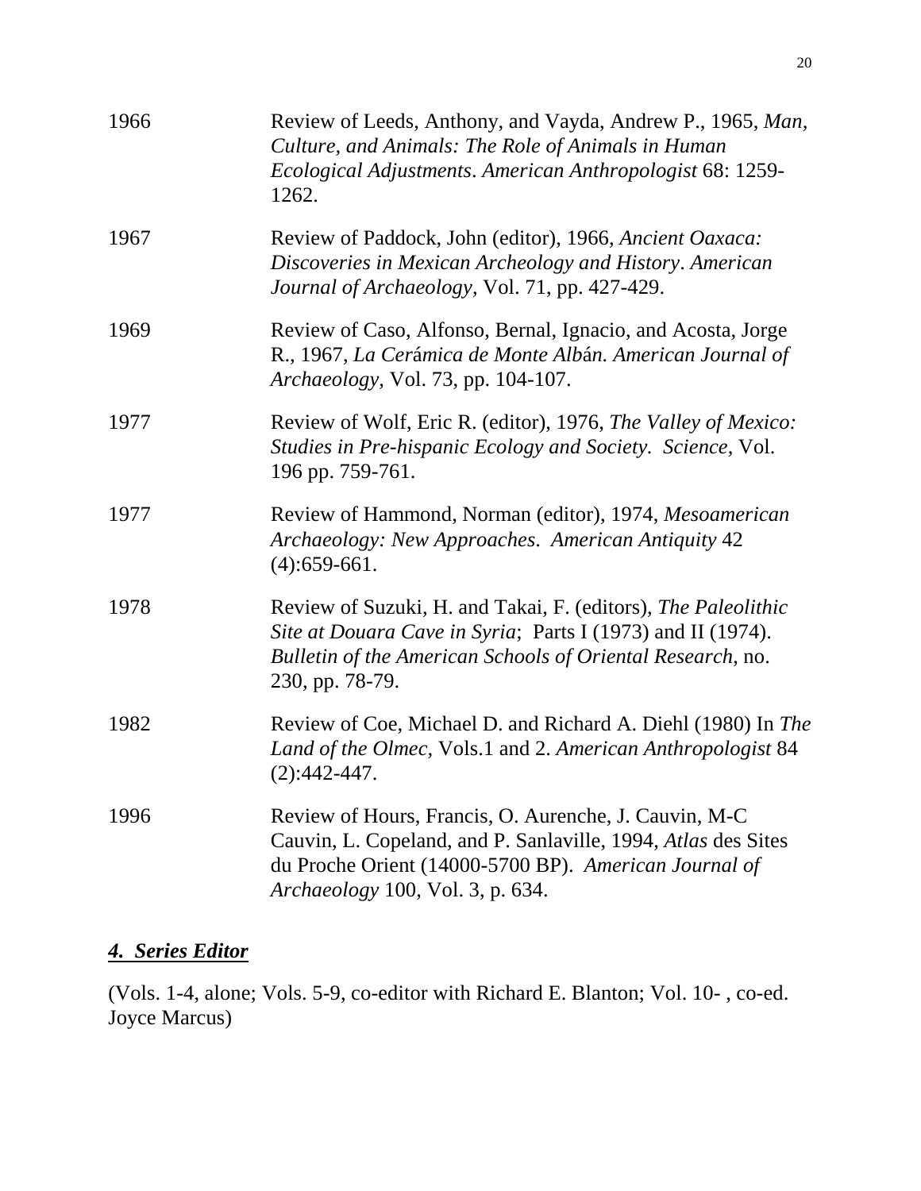1966 Review of Leeds, Anthony, and Vayda, Andrew P., 1965, *Man, Culture, and Animals: The Role of Animals in Human Ecological Adjustments*. *American Anthropologist* 68: 1259-1262.

1967 Review of Paddock, John (editor), 1966, *Ancient Oaxaca: Discoveries in Mexican Archeology and History*. *American Journal of Archaeology*, Vol. 71, pp. 427-429.

1969 Review of Caso, Alfonso, Bernal, Ignacio, and Acosta, Jorge R., 1967, *La Cerámica de Monte Albán. American Journal of Archaeology,* Vol. 73, pp. 104-107.

1977 Review of Wolf, Eric R. (editor), 1976, *The Valley of Mexico: Studies in Pre-hispanic Ecology and Society*. *Science*, Vol. 196 pp. 759-761.

1977 Review of Hammond, Norman (editor), 1974, *Mesoamerican Archaeology: New Approaches*. *American Antiquity* 42 (4):659-661.

1978 Review of Suzuki, H. and Takai, F. (editors), *The Paleolithic Site at Douara Cave in Syria*; Parts I (1973) and II (1974). *Bulletin of the American Schools of Oriental Research,* no. 230, pp. 78-79.

1982 Review of Coe, Michael D. and Richard A. Diehl (1980) In *The Land of the Olmec,* Vols.1 and 2. *American Anthropologist* 84 (2):442-447.

1996 Review of Hours, Francis, O. Aurenche, J. Cauvin, M-C Cauvin, L. Copeland, and P. Sanlaville, 1994, *Atlas* des Sites du Proche Orient (14000-5700 BP). *American Journal of Archaeology* 100, Vol. 3, p. 634.

### ***4. Series Editor***

(Vols. 1-4, alone; Vols. 5-9, co-editor with Richard E. Blanton; Vol. 10- , co-ed. Joyce Marcus)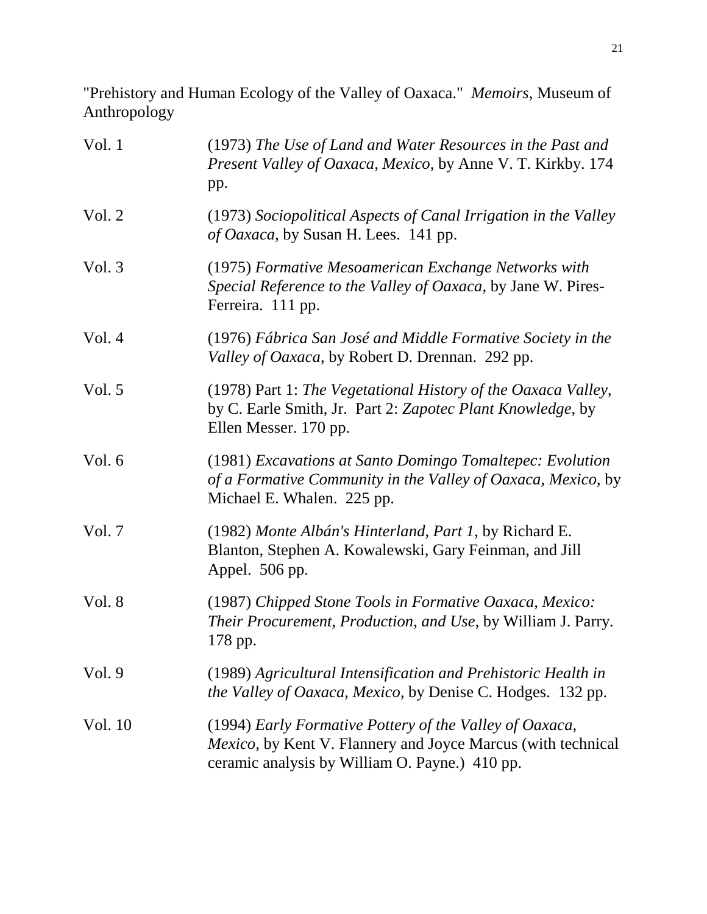"Prehistory and Human Ecology of the Valley of Oaxaca." *Memoirs*, Museum of Anthropology

| | |
|---|---|
| Vol. 1 | (1973) *The Use of Land and Water Resources in the Past and Present Valley of Oaxaca, Mexico*, by Anne V. T. Kirkby. 174 pp. |
| Vol. 2 | (1973) *Sociopolitical Aspects of Canal Irrigation in the Valley of Oaxaca*, by Susan H. Lees. 141 pp. |
| Vol. 3 | (1975) *Formative Mesoamerican Exchange Networks with Special Reference to the Valley of Oaxaca*, by Jane W. Pires-Ferreira. 111 pp. |
| Vol. 4 | (1976) *Fábrica San José and Middle Formative Society in the Valley of Oaxaca*, by Robert D. Drennan. 292 pp. |
| Vol. 5 | (1978) Part 1: *The Vegetational History of the Oaxaca Valley*, by C. Earle Smith, Jr. Part 2: *Zapotec Plant Knowledge*, by Ellen Messer. 170 pp. |
| Vol. 6 | (1981) *Excavations at Santo Domingo Tomaltepec: Evolution of a Formative Community in the Valley of Oaxaca, Mexico*, by Michael E. Whalen. 225 pp. |
| Vol. 7 | (1982) *Monte Albán's Hinterland, Part 1*, by Richard E. Blanton, Stephen A. Kowalewski, Gary Feinman, and Jill Appel. 506 pp. |
| Vol. 8 | (1987) *Chipped Stone Tools in Formative Oaxaca, Mexico: Their Procurement, Production, and Use*, by William J. Parry. 178 pp. |
| Vol. 9 | (1989) *Agricultural Intensification and Prehistoric Health in the Valley of Oaxaca, Mexico*, by Denise C. Hodges. 132 pp. |
| Vol. 10 | (1994) *Early Formative Pottery of the Valley of Oaxaca, Mexico*, by Kent V. Flannery and Joyce Marcus (with technical ceramic analysis by William O. Payne.) 410 pp. |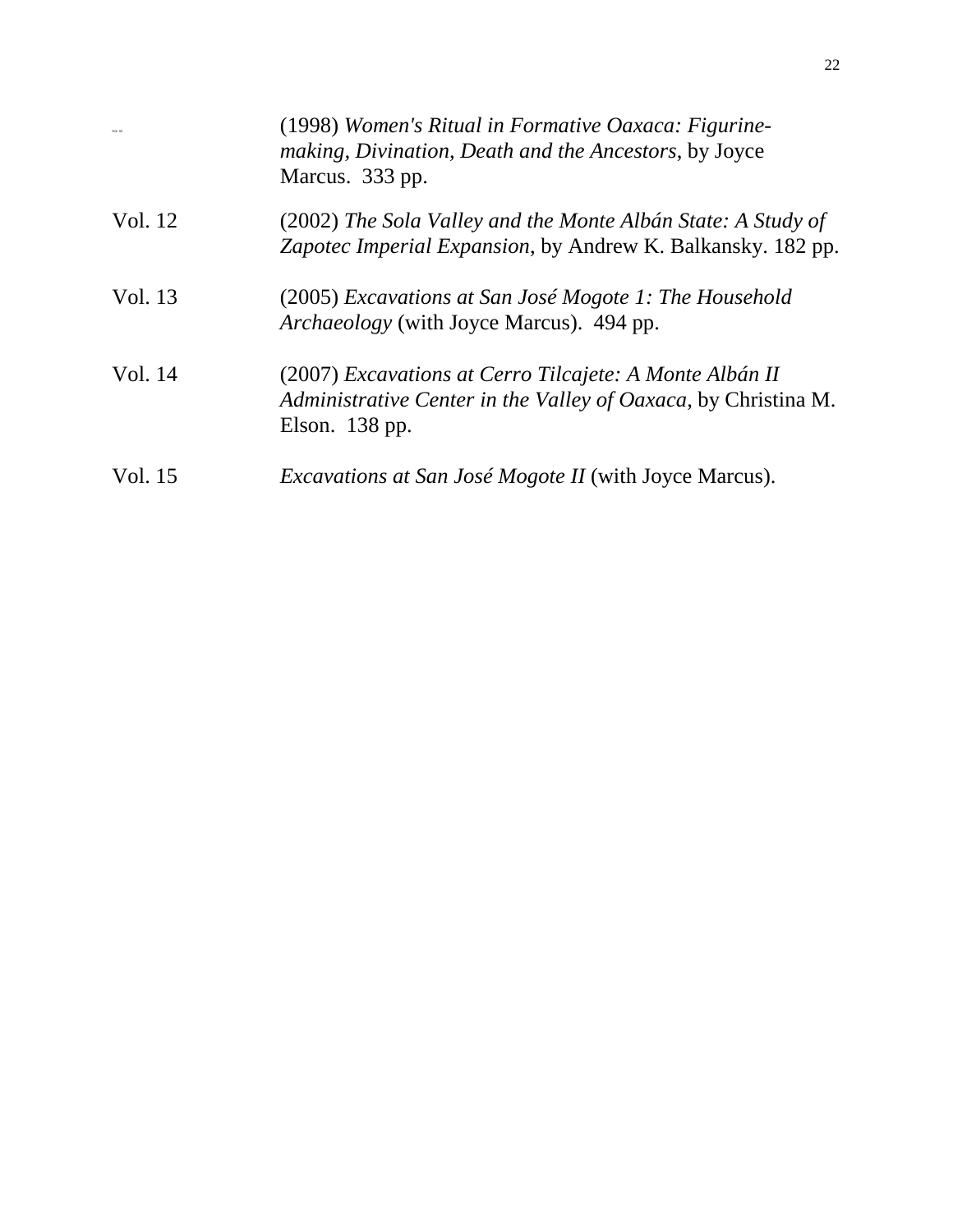Vol. 11 (1998) *Women's Ritual in Formative Oaxaca: Figurine-making, Divination, Death and the Ancestors*, by Joyce Marcus. 333 pp.

Vol. 12 (2002) *The Sola Valley and the Monte Albán State: A Study of Zapotec Imperial Expansion*, by Andrew K. Balkansky. 182 pp.

Vol. 13 (2005) *Excavations at San José Mogote 1: The Household Archaeology* (with Joyce Marcus). 494 pp.

Vol. 14 (2007) *Excavations at Cerro Tilcajete: A Monte Albán II Administrative Center in the Valley of Oaxaca*, by Christina M. Elson. 138 pp.

Vol. 15 *Excavations at San José Mogote II* (with Joyce Marcus).